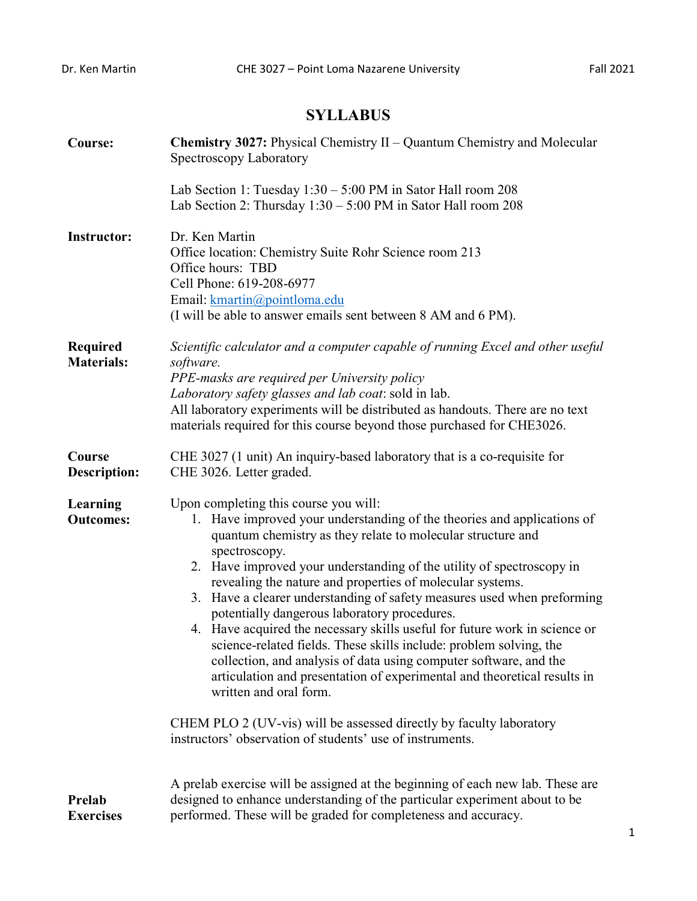# SYLLABUS

**Course:** **Chemistry 3027:** Physical Chemistry II – Quantum Chemistry and Molecular Spectroscopy Laboratory

Lab Section 1: Tuesday 1:30 – 5:00 PM in Sator Hall room 208
Lab Section 2: Thursday 1:30 – 5:00 PM in Sator Hall room 208

**Instructor:** Dr. Ken Martin
Office location: Chemistry Suite Rohr Science room 213
Office hours: TBD
Cell Phone: 619-208-6977
Email: kmartin@pointloma.edu
(I will be able to answer emails sent between 8 AM and 6 PM).

**Required Materials:** *Scientific calculator and a computer capable of running Excel and other useful software.*
*PPE-masks are required per University policy*
*Laboratory safety glasses and lab coat*: sold in lab.
All laboratory experiments will be distributed as handouts. There are no text materials required for this course beyond those purchased for CHE3026.

**Course Description:** CHE 3027 (1 unit) An inquiry-based laboratory that is a co-requisite for CHE 3026. Letter graded.

**Learning Outcomes:** Upon completing this course you will:

1. Have improved your understanding of the theories and applications of quantum chemistry as they relate to molecular structure and spectroscopy.
2. Have improved your understanding of the utility of spectroscopy in revealing the nature and properties of molecular systems.
3. Have a clearer understanding of safety measures used when preforming potentially dangerous laboratory procedures.
4. Have acquired the necessary skills useful for future work in science or science-related fields. These skills include: problem solving, the collection, and analysis of data using computer software, and the articulation and presentation of experimental and theoretical results in written and oral form.

CHEM PLO 2 (UV-vis) will be assessed directly by faculty laboratory instructors' observation of students' use of instruments.

**Prelab Exercises** A prelab exercise will be assigned at the beginning of each new lab. These are designed to enhance understanding of the particular experiment about to be performed. These will be graded for completeness and accuracy.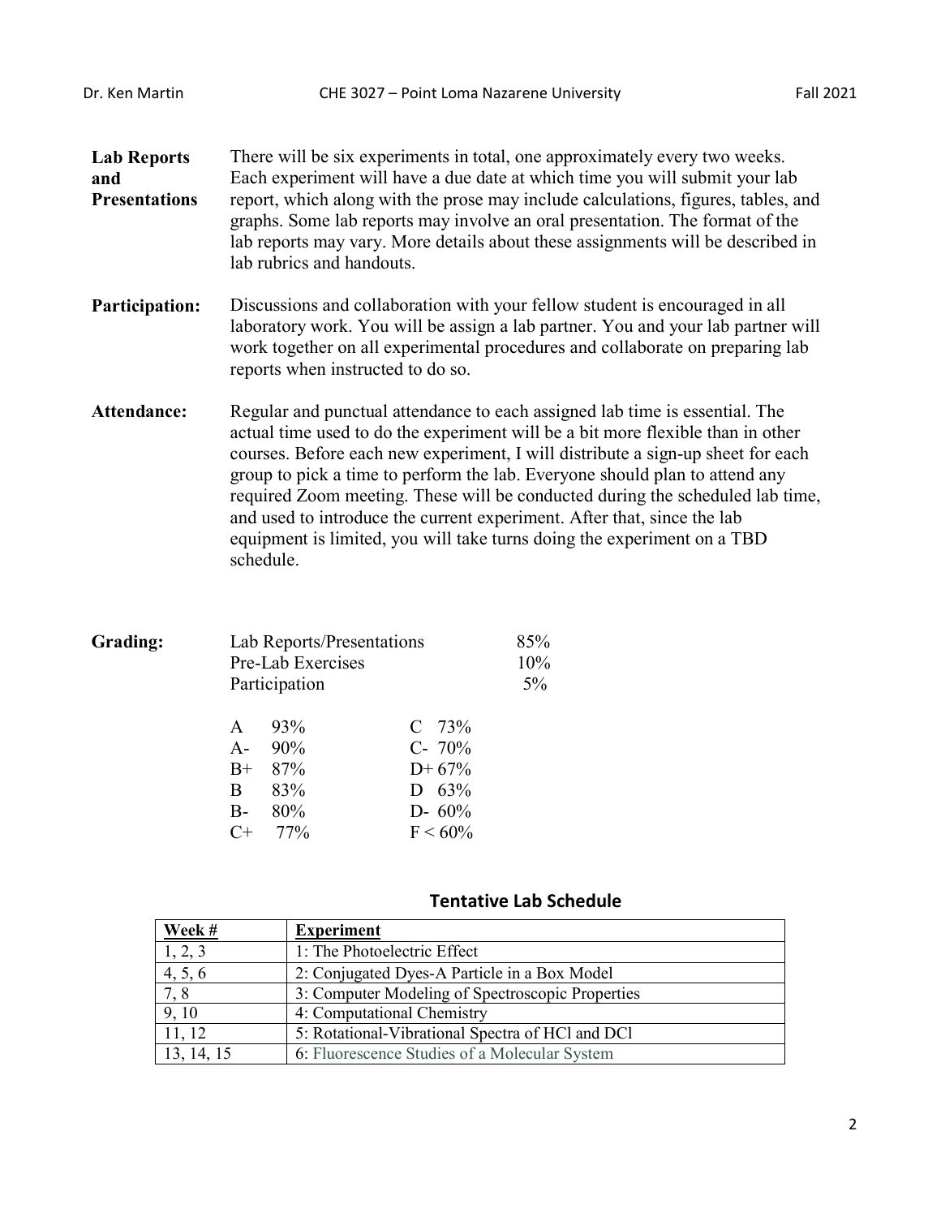**Lab Reports and Presentations**

There will be six experiments in total, one approximately every two weeks. Each experiment will have a due date at which time you will submit your lab report, which along with the prose may include calculations, figures, tables, and graphs. Some lab reports may involve an oral presentation. The format of the lab reports may vary. More details about these assignments will be described in lab rubrics and handouts.

**Participation:**

Discussions and collaboration with your fellow student is encouraged in all laboratory work. You will be assign a lab partner. You and your lab partner will work together on all experimental procedures and collaborate on preparing lab reports when instructed to do so.

**Attendance:**

Regular and punctual attendance to each assigned lab time is essential. The actual time used to do the experiment will be a bit more flexible than in other courses. Before each new experiment, I will distribute a sign-up sheet for each group to pick a time to perform the lab. Everyone should plan to attend any required Zoom meeting. These will be conducted during the scheduled lab time, and used to introduce the current experiment. After that, since the lab equipment is limited, you will take turns doing the experiment on a TBD schedule.

**Grading:**

| Component | Weight |
|---|---|
| Lab Reports/Presentations | 85% |
| Pre-Lab Exercises | 10% |
| Participation | 5% |

| Grade | % | Grade | % |
|---|---|---|---|
| A | 93% | C | 73% |
| A- | 90% | C- | 70% |
| B+ | 87% | D+ | 67% |
| B | 83% | D | 63% |
| B- | 80% | D- | 60% |
| C+ | 77% | F | < 60% |

## Tentative Lab Schedule

| Week # | Experiment |
|---|---|
| 1, 2, 3 | 1: The Photoelectric Effect |
| 4, 5, 6 | 2: Conjugated Dyes-A Particle in a Box Model |
| 7, 8 | 3: Computer Modeling of Spectroscopic Properties |
| 9, 10 | 4: Computational Chemistry |
| 11, 12 | 5: Rotational-Vibrational Spectra of HCl and DCl |
| 13, 14, 15 | 6: Fluorescence Studies of a Molecular System |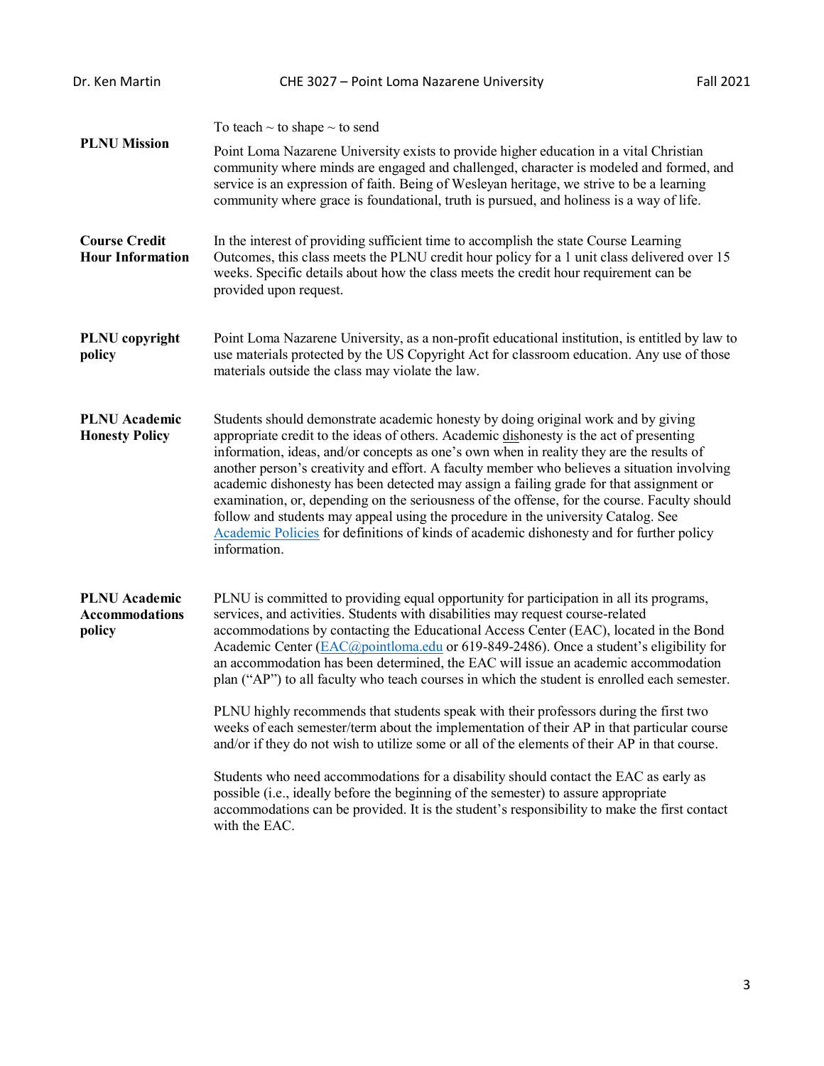### PLNU Mission

To teach ~ to shape ~ to send

Point Loma Nazarene University exists to provide higher education in a vital Christian community where minds are engaged and challenged, character is modeled and formed, and service is an expression of faith. Being of Wesleyan heritage, we strive to be a learning community where grace is foundational, truth is pursued, and holiness is a way of life.

### Course Credit Hour Information

In the interest of providing sufficient time to accomplish the state Course Learning Outcomes, this class meets the PLNU credit hour policy for a 1 unit class delivered over 15 weeks. Specific details about how the class meets the credit hour requirement can be provided upon request.

### PLNU copyright policy

Point Loma Nazarene University, as a non-profit educational institution, is entitled by law to use materials protected by the US Copyright Act for classroom education. Any use of those materials outside the class may violate the law.

### PLNU Academic Honesty Policy

Students should demonstrate academic honesty by doing original work and by giving appropriate credit to the ideas of others. Academic dishonesty is the act of presenting information, ideas, and/or concepts as one's own when in reality they are the results of another person's creativity and effort. A faculty member who believes a situation involving academic dishonesty has been detected may assign a failing grade for that assignment or examination, or, depending on the seriousness of the offense, for the course. Faculty should follow and students may appeal using the procedure in the university Catalog. See Academic Policies for definitions of kinds of academic dishonesty and for further policy information.

### PLNU Academic Accommodations policy

PLNU is committed to providing equal opportunity for participation in all its programs, services, and activities. Students with disabilities may request course-related accommodations by contacting the Educational Access Center (EAC), located in the Bond Academic Center (EAC@pointloma.edu or 619-849-2486). Once a student's eligibility for an accommodation has been determined, the EAC will issue an academic accommodation plan ("AP") to all faculty who teach courses in which the student is enrolled each semester.

PLNU highly recommends that students speak with their professors during the first two weeks of each semester/term about the implementation of their AP in that particular course and/or if they do not wish to utilize some or all of the elements of their AP in that course.

Students who need accommodations for a disability should contact the EAC as early as possible (i.e., ideally before the beginning of the semester) to assure appropriate accommodations can be provided. It is the student's responsibility to make the first contact with the EAC.